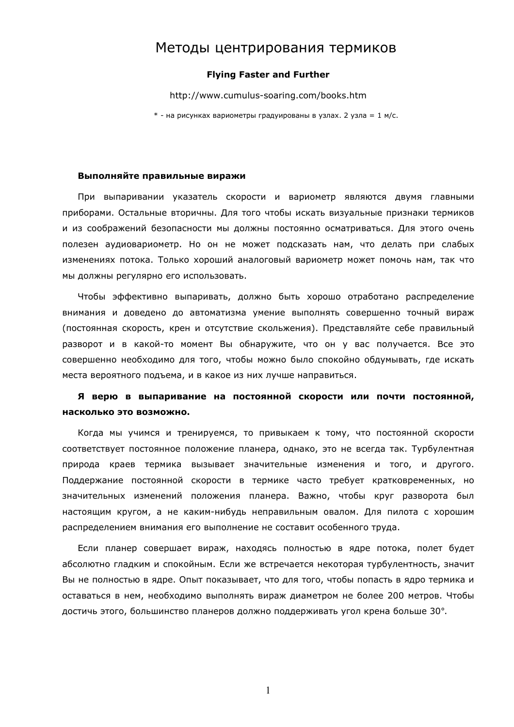# Методы центрирования термиков

**Flying Faster and Further**

http://www.cumulus-soaring.com/books.htm

* - на рисунках вариометры градуированы в узлах. 2 узла = 1 м/с.

**Выполняйте правильные виражи**

При выпаривании указатель скорости и вариометр являются двумя главными приборами. Остальные вторичны. Для того чтобы искать визуальные признаки термиков и из соображений безопасности мы должны постоянно осматриваться. Для этого очень полезен аудиовариометр. Но он не может подсказать нам, что делать при слабых изменениях потока. Только хороший аналоговый вариометр может помочь нам, так что мы должны регулярно его использовать.

Чтобы эффективно выпаривать, должно быть хорошо отработано распределение внимания и доведено до автоматизма умение выполнять совершенно точный вираж (постоянная скорость, крен и отсутствие скольжения). Представляйте себе правильный разворот и в какой-то момент Вы обнаружите, что он у вас получается. Все это совершенно необходимо для того, чтобы можно было спокойно обдумывать, где искать места вероятного подъема, и в какое из них лучше направиться.

**Я верю в выпаривание на постоянной скорости или почти постоянной, насколько это возможно.**

Когда мы учимся и тренируемся, то привыкаем к тому, что постоянной скорости соответствует постоянное положение планера, однако, это не всегда так. Турбулентная природа краев термика вызывает значительные изменения и того, и другого. Поддержание постоянной скорости в термике часто требует кратковременных, но значительных изменений положения планера. Важно, чтобы круг разворота был настоящим кругом, а не каким-нибудь неправильным овалом. Для пилота с хорошим распределением внимания его выполнение не составит особенного труда.

Если планер совершает вираж, находясь полностью в ядре потока, полет будет абсолютно гладким и спокойным. Если же встречается некоторая турбулентность, значит Вы не полностью в ядре. Опыт показывает, что для того, чтобы попасть в ядро термика и оставаться в нем, необходимо выполнять вираж диаметром не более 200 метров. Чтобы достичь этого, большинство планеров должно поддерживать угол крена больше 30°.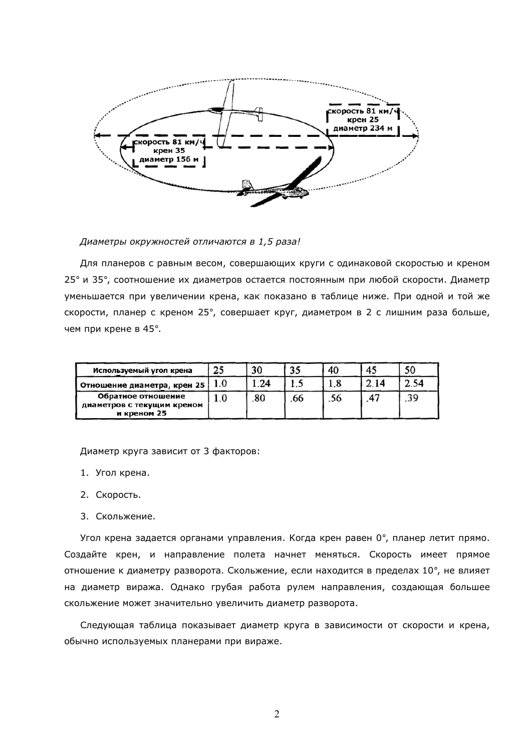скорость 81 км/ч
крен 35
диаметр 156 м

скорость 81 км/ч
крен 25
диаметр 234 м

*Диаметры окружностей отличаются в 1,5 раза!*

Для планеров с равным весом, совершающих круги с одинаковой скоростью и креном 25° и 35°, соотношение их диаметров остается постоянным при любой скорости. Диаметр уменьшается при увеличении крена, как показано в таблице ниже. При одной и той же скорости, планер с креном 25°, совершает круг, диаметром в 2 с лишним раза больше, чем при крене в 45°.

| Используемый угол крена | 25 | 30 | 35 | 40 | 45 | 50 |
|---|---|---|---|---|---|---|
| Отношение диаметра, крен 25 | 1.0 | 1.24 | 1.5 | 1.8 | 2.14 | 2.54 |
| Обратное отношение диаметров с текущим креном и креном 25 | 1.0 | .80 | .66 | .56 | .47 | .39 |

Диаметр круга зависит от 3 факторов:

1. Угол крена.
2. Скорость.
3. Скольжение.

Угол крена задается органами управления. Когда крен равен 0°, планер летит прямо. Создайте крен, и направление полета начнет меняться. Скорость имеет прямое отношение к диаметру разворота. Скольжение, если находится в пределах 10°, не влияет на диаметр виража. Однако грубая работа рулем направления, создающая большее скольжение может значительно увеличить диаметр разворота.

Следующая таблица показывает диаметр круга в зависимости от скорости и крена, обычно используемых планерами при вираже.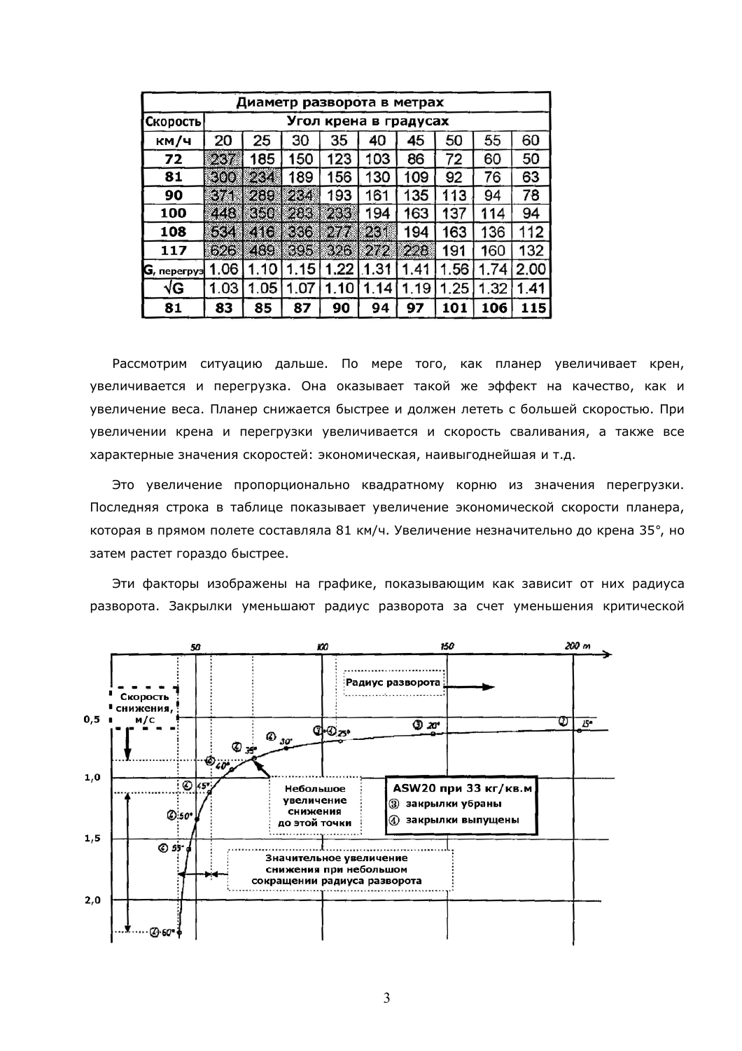| Диаметр разворота в метрах | | | | | | | | | |
|---|---|---|---|---|---|---|---|---|---|
| Скорость | Угол крена в градусах | | | | | | | | |
| км/ч | 20 | 25 | 30 | 35 | 40 | 45 | 50 | 55 | 60 |
| **72** | 237 | 185 | 150 | 123 | 103 | 86 | 72 | 60 | 50 |
| **81** | 300 | 234 | 189 | 156 | 130 | 109 | 92 | 76 | 63 |
| **90** | 371 | 289 | 234 | 193 | 161 | 135 | 113 | 94 | 78 |
| **100** | 448 | 350 | 283 | 233 | 194 | 163 | 137 | 114 | 94 |
| **108** | 534 | 416 | 336 | 277 | 231 | 194 | 163 | 136 | 112 |
| **117** | 626 | 489 | 395 | 326 | 272 | 228 | 191 | 160 | 132 |
| **G**, перегруз | 1.06 | 1.10 | 1.15 | 1.22 | 1.31 | 1.41 | 1.56 | 1.74 | 2.00 |
| $\sqrt{G}$ | 1.03 | 1.05 | 1.07 | 1.10 | 1.14 | 1.19 | 1.25 | 1.32 | 1.41 |
| **81** | **83** | **85** | **87** | **90** | **94** | **97** | **101** | **106** | **115** |

Рассмотрим ситуацию дальше. По мере того, как планер увеличивает крен, увеличивается и перегрузка. Она оказывает такой же эффект на качество, как и увеличение веса. Планер снижается быстрее и должен лететь с большей скоростью. При увеличении крена и перегрузки увеличивается и скорость сваливания, а также все характерные значения скоростей: экономическая, наивыгоднейшая и т.д.

Это увеличение пропорционально квадратному корню из значения перегрузки. Последняя строка в таблице показывает увеличение экономической скорости планера, которая в прямом полете составляла 81 км/ч. Увеличение незначительно до крена 35°, но затем растет гораздо быстрее.

Эти факторы изображены на графике, показывающим как зависит от них радиуса разворота. Закрылки уменьшают радиус разворота за счет уменьшения критической

Радиус разворота

Скорость снижения, м/с

ASW20 при 33 кг/кв.м
③ закрылки убраны
④ закрылки выпущены

Небольшое увеличение снижения до этой точки

Значительное увеличение снижения при небольшом сокращении радиуса разворота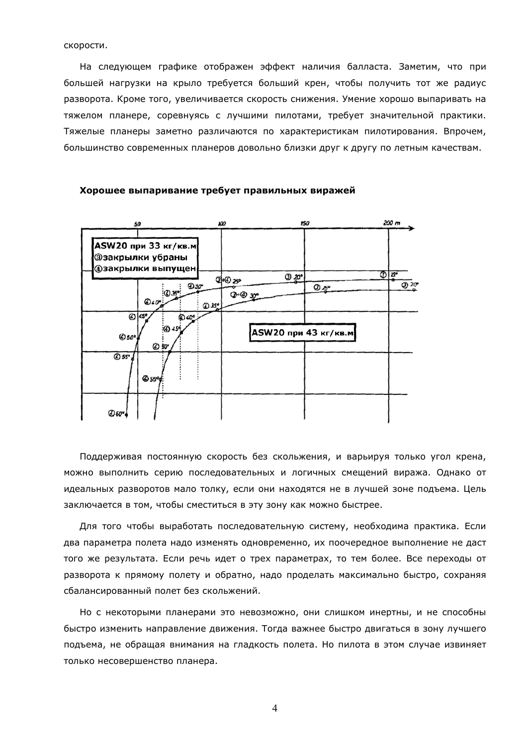скорости.

На следующем графике отображен эффект наличия балласта. Заметим, что при большей нагрузки на крыло требуется больший крен, чтобы получить тот же радиус разворота. Кроме того, увеличивается скорость снижения. Умение хорошо выпаривать на тяжелом планере, соревнуясь с лучшими пилотами, требует значительной практики. Тяжелые планеры заметно различаются по характеристикам пилотирования. Впрочем, большинство современных планеров довольно близки друг к другу по летным качествам.

**Хорошее выпаривание требует правильных виражей**

Поддерживая постоянную скорость без скольжения, и варьируя только угол крена, можно выполнить серию последовательных и логичных смещений виража. Однако от идеальных разворотов мало толку, если они находятся не в лучшей зоне подъема. Цель заключается в том, чтобы сместиться в эту зону как можно быстрее.

Для того чтобы выработать последовательную систему, необходима практика. Если два параметра полета надо изменять одновременно, их поочередное выполнение не даст того же результата. Если речь идет о трех параметрах, то тем более. Все переходы от разворота к прямому полету и обратно, надо проделать максимально быстро, сохраняя сбалансированный полет без скольжений.

Но с некоторыми планерами это невозможно, они слишком инертны, и не способны быстро изменить направление движения. Тогда важнее быстро двигаться в зону лучшего подъема, не обращая внимания на гладкость полета. Но пилота в этом случае извиняет только несовершенство планера.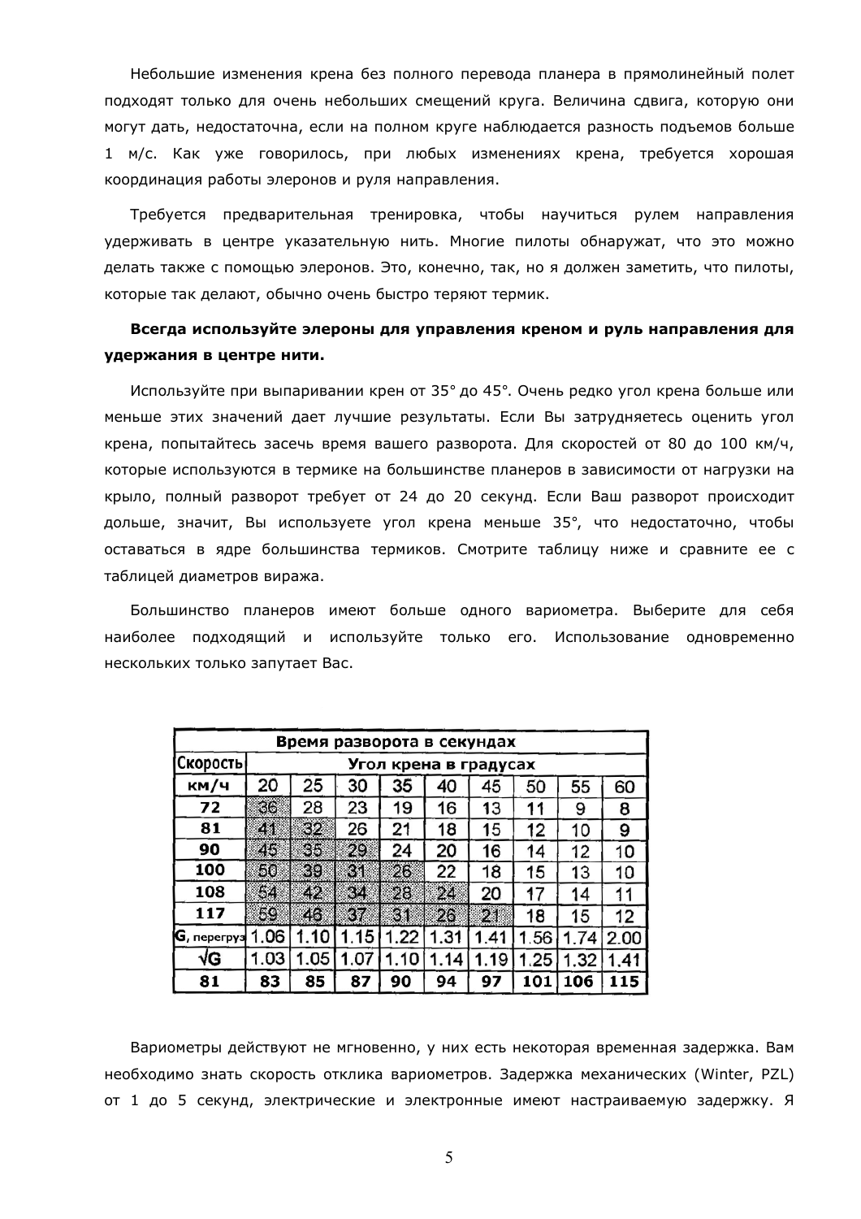Небольшие изменения крена без полного перевода планера в прямолинейный полет подходят только для очень небольших смещений круга. Величина сдвига, которую они могут дать, недостаточна, если на полном круге наблюдается разность подъемов больше 1 м/с. Как уже говорилось, при любых изменениях крена, требуется хорошая координация работы элеронов и руля направления.

Требуется предварительная тренировка, чтобы научиться рулем направления удерживать в центре указательную нить. Многие пилоты обнаружат, что это можно делать также с помощью элеронов. Это, конечно, так, но я должен заметить, что пилоты, которые так делают, обычно очень быстро теряют термик.

**Всегда используйте элероны для управления креном и руль направления для удержания в центре нити.**

Используйте при выпаривании крен от 35° до 45°. Очень редко угол крена больше или меньше этих значений дает лучшие результаты. Если Вы затрудняетесь оценить угол крена, попытайтесь засечь время вашего разворота. Для скоростей от 80 до 100 км/ч, которые используются в термике на большинстве планеров в зависимости от нагрузки на крыло, полный разворот требует от 24 до 20 секунд. Если Ваш разворот происходит дольше, значит, Вы используете угол крена меньше 35°, что недостаточно, чтобы оставаться в ядре большинства термиков. Смотрите таблицу ниже и сравните ее с таблицей диаметров виража.

Большинство планеров имеют больше одного вариометра. Выберите для себя наиболее подходящий и используйте только его. Использование одновременно нескольких только запутает Вас.

| **Время разворота в секундах** | | | | | | | | | |
|---|---|---|---|---|---|---|---|---|---|
| **Скорость** | **Угол крена в градусах** | | | | | | | | |
| **км/ч** | 20 | 25 | 30 | 35 | 40 | 45 | 50 | 55 | 60 |
| **72** | 36 | 28 | 23 | 19 | 16 | 13 | 11 | 9 | 8 |
| **81** | 41 | 32 | 26 | 21 | 18 | 15 | 12 | 10 | 9 |
| **90** | 45 | 35 | 29 | 24 | 20 | 16 | 14 | 12 | 10 |
| **100** | 50 | 39 | 31 | 26 | 22 | 18 | 15 | 13 | 10 |
| **108** | 54 | 42 | 34 | 28 | 24 | 20 | 17 | 14 | 11 |
| **117** | 59 | 46 | 37 | 31 | 26 | 21 | 18 | 15 | 12 |
| **G, перегруз** | 1.06 | 1.10 | 1.15 | 1.22 | 1.31 | 1.41 | 1.56 | 1.74 | 2.00 |
| **√G** | 1.03 | 1.05 | 1.07 | 1.10 | 1.14 | 1.19 | 1.25 | 1.32 | 1.41 |
| **81** | **83** | **85** | **87** | **90** | **94** | **97** | **101** | **106** | **115** |

Вариометры действуют не мгновенно, у них есть некоторая временная задержка. Вам необходимо знать скорость отклика вариометров. Задержка механических (Winter, PZL) от 1 до 5 секунд, электрические и электронные имеют настраиваемую задержку. Я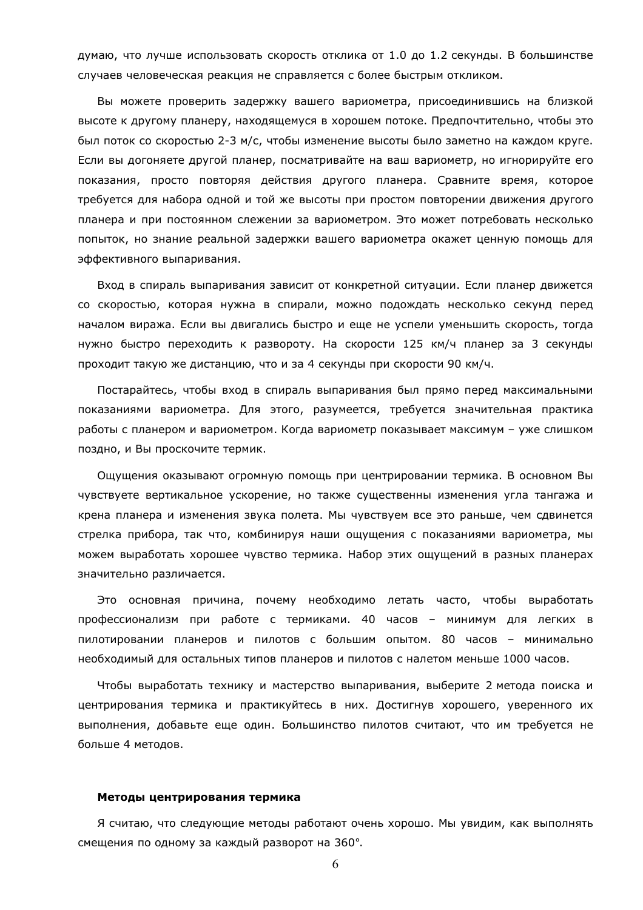думаю, что лучше использовать скорость отклика от 1.0 до 1.2 секунды. В большинстве случаев человеческая реакция не справляется с более быстрым откликом.

Вы можете проверить задержку вашего вариометра, присоединившись на близкой высоте к другому планеру, находящемуся в хорошем потоке. Предпочтительно, чтобы это был поток со скоростью 2-3 м/с, чтобы изменение высоты было заметно на каждом круге. Если вы догоняете другой планер, посматривайте на ваш вариометр, но игнорируйте его показания, просто повторяя действия другого планера. Сравните время, которое требуется для набора одной и той же высоты при простом повторении движения другого планера и при постоянном слежении за вариометром. Это может потребовать несколько попыток, но знание реальной задержки вашего вариометра окажет ценную помощь для эффективного выпаривания.

Вход в спираль выпаривания зависит от конкретной ситуации. Если планер движется со скоростью, которая нужна в спирали, можно подождать несколько секунд перед началом виража. Если вы двигались быстро и еще не успели уменьшить скорость, тогда нужно быстро переходить к развороту. На скорости 125 км/ч планер за 3 секунды проходит такую же дистанцию, что и за 4 секунды при скорости 90 км/ч.

Постарайтесь, чтобы вход в спираль выпаривания был прямо перед максимальными показаниями вариометра. Для этого, разумеется, требуется значительная практика работы с планером и вариометром. Когда вариометр показывает максимум – уже слишком поздно, и Вы проскочите термик.

Ощущения оказывают огромную помощь при центрировании термика. В основном Вы чувствуете вертикальное ускорение, но также существенны изменения угла тангажа и крена планера и изменения звука полета. Мы чувствуем все это раньше, чем сдвинется стрелка прибора, так что, комбинируя наши ощущения с показаниями вариометра, мы можем выработать хорошее чувство термика. Набор этих ощущений в разных планерах значительно различается.

Это основная причина, почему необходимо летать часто, чтобы выработать профессионализм при работе с термиками. 40 часов – минимум для легких в пилотировании планеров и пилотов с большим опытом. 80 часов – минимально необходимый для остальных типов планеров и пилотов с налетом меньше 1000 часов.

Чтобы выработать технику и мастерство выпаривания, выберите 2 метода поиска и центрирования термика и практикуйтесь в них. Достигнув хорошего, уверенного их выполнения, добавьте еще один. Большинство пилотов считают, что им требуется не больше 4 методов.

**Методы центрирования термика**

Я считаю, что следующие методы работают очень хорошо. Мы увидим, как выполнять смещения по одному за каждый разворот на 360°.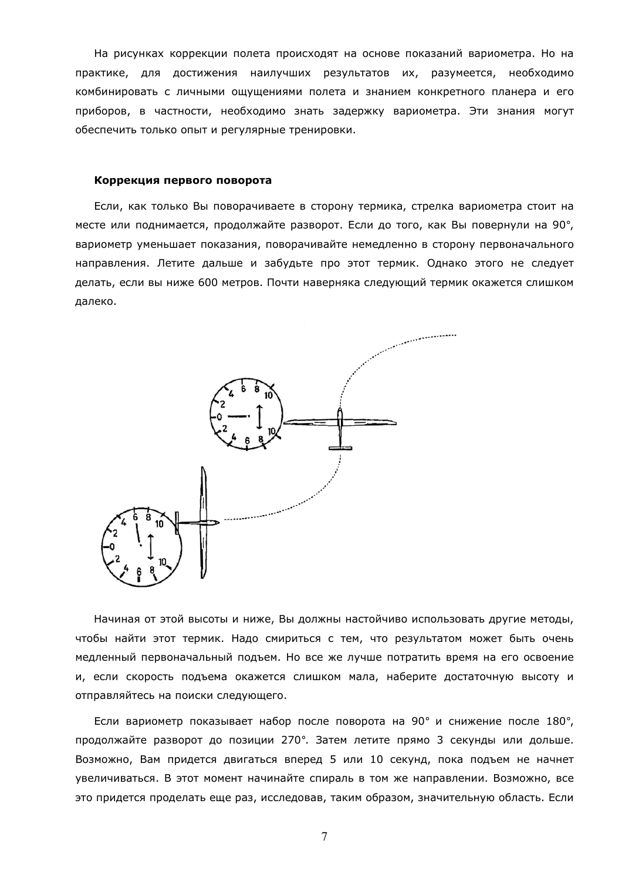На рисунках коррекции полета происходят на основе показаний вариометра. Но на практике, для достижения наилучших результатов их, разумеется, необходимо комбинировать с личными ощущениями полета и знанием конкретного планера и его приборов, в частности, необходимо знать задержку вариометра. Эти знания могут обеспечить только опыт и регулярные тренировки.

### Коррекция первого поворота

Если, как только Вы поворачиваете в сторону термика, стрелка вариометра стоит на месте или поднимается, продолжайте разворот. Если до того, как Вы повернули на 90°, вариометр уменьшает показания, поворачивайте немедленно в сторону первоначального направления. Летите дальше и забудьте про этот термик. Однако этого не следует делать, если вы ниже 600 метров. Почти наверняка следующий термик окажется слишком далеко.

Начиная от этой высоты и ниже, Вы должны настойчиво использовать другие методы, чтобы найти этот термик. Надо смириться с тем, что результатом может быть очень медленный первоначальный подъем. Но все же лучше потратить время на его освоение и, если скорость подъема окажется слишком мала, наберите достаточную высоту и отправляйтесь на поиски следующего.

Если вариометр показывает набор после поворота на 90° и снижение после 180°, продолжайте разворот до позиции 270°. Затем летите прямо 3 секунды или дольше. Возможно, Вам придется двигаться вперед 5 или 10 секунд, пока подъем не начнет увеличиваться. В этот момент начинайте спираль в том же направлении. Возможно, все это придется проделать еще раз, исследовав, таким образом, значительную область. Если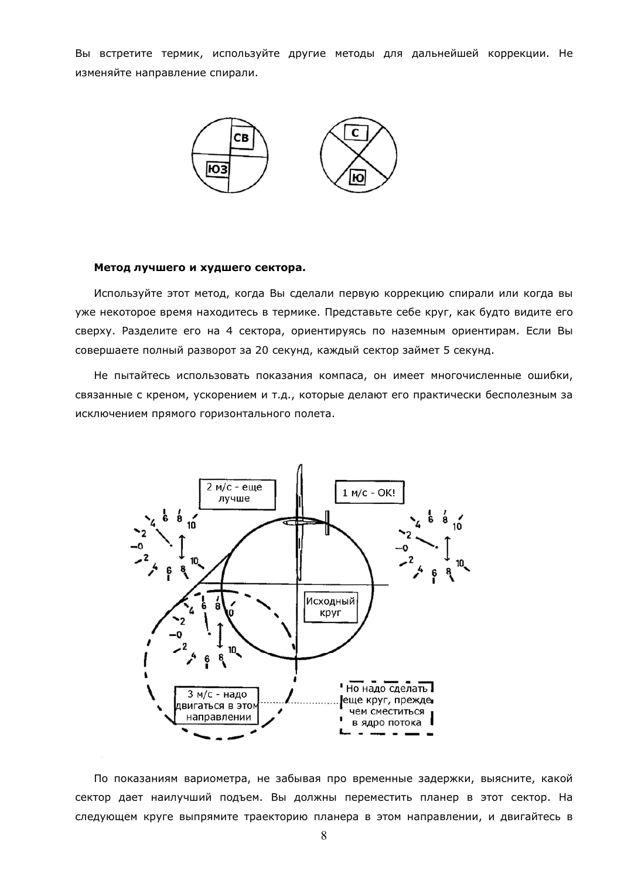Вы встретите термик, используйте другие методы для дальнейшей коррекции. Не изменяйте направление спирали.

**Метод лучшего и худшего сектора.**

Используйте этот метод, когда Вы сделали первую коррекцию спирали или когда вы уже некоторое время находитесь в термике. Представьте себе круг, как будто видите его сверху. Разделите его на 4 сектора, ориентируясь по наземным ориентирам. Если Вы совершаете полный разворот за 20 секунд, каждый сектор займет 5 секунд.

Не пытайтесь использовать показания компаса, он имеет многочисленные ошибки, связанные с креном, ускорением и т.д., которые делают его практически бесполезным за исключением прямого горизонтального полета.

По показаниям вариометра, не забывая про временные задержки, выясните, какой сектор дает наилучший подъем. Вы должны переместить планер в этот сектор. На следующем круге выпрямите траекторию планера в этом направлении, и двигайтесь в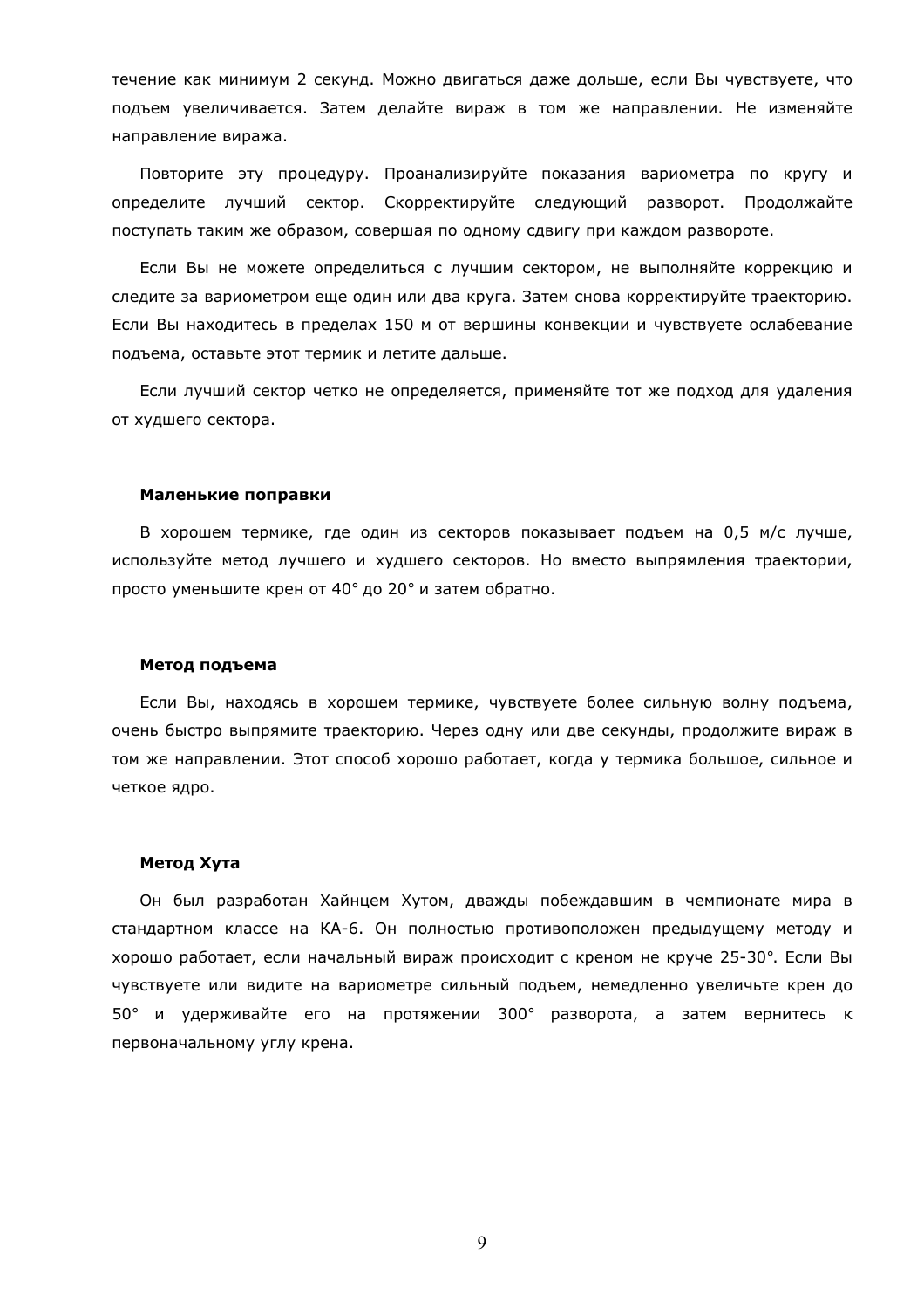течение как минимум 2 секунд. Можно двигаться даже дольше, если Вы чувствуете, что подъем увеличивается. Затем делайте вираж в том же направлении. Не изменяйте направление виража.

Повторите эту процедуру. Проанализируйте показания вариометра по кругу и определите лучший сектор. Скорректируйте следующий разворот. Продолжайте поступать таким же образом, совершая по одному сдвигу при каждом развороте.

Если Вы не можете определиться с лучшим сектором, не выполняйте коррекцию и следите за вариометром еще один или два круга. Затем снова корректируйте траекторию. Если Вы находитесь в пределах 150 м от вершины конвекции и чувствуете ослабевание подъема, оставьте этот термик и летите дальше.

Если лучший сектор четко не определяется, применяйте тот же подход для удаления от худшего сектора.

**Маленькие поправки**

В хорошем термике, где один из секторов показывает подъем на 0,5 м/с лучше, используйте метод лучшего и худшего секторов. Но вместо выпрямления траектории, просто уменьшите крен от 40° до 20° и затем обратно.

**Метод подъема**

Если Вы, находясь в хорошем термике, чувствуете более сильную волну подъема, очень быстро выпрямите траекторию. Через одну или две секунды, продолжите вираж в том же направлении. Этот способ хорошо работает, когда у термика большое, сильное и четкое ядро.

**Метод Хута**

Он был разработан Хайнцем Хутом, дважды побеждавшим в чемпионате мира в стандартном классе на КА-6. Он полностью противоположен предыдущему методу и хорошо работает, если начальный вираж происходит с креном не круче 25-30°. Если Вы чувствуете или видите на вариометре сильный подъем, немедленно увеличьте крен до 50° и удерживайте его на протяжении 300° разворота, а затем вернитесь к первоначальному углу крена.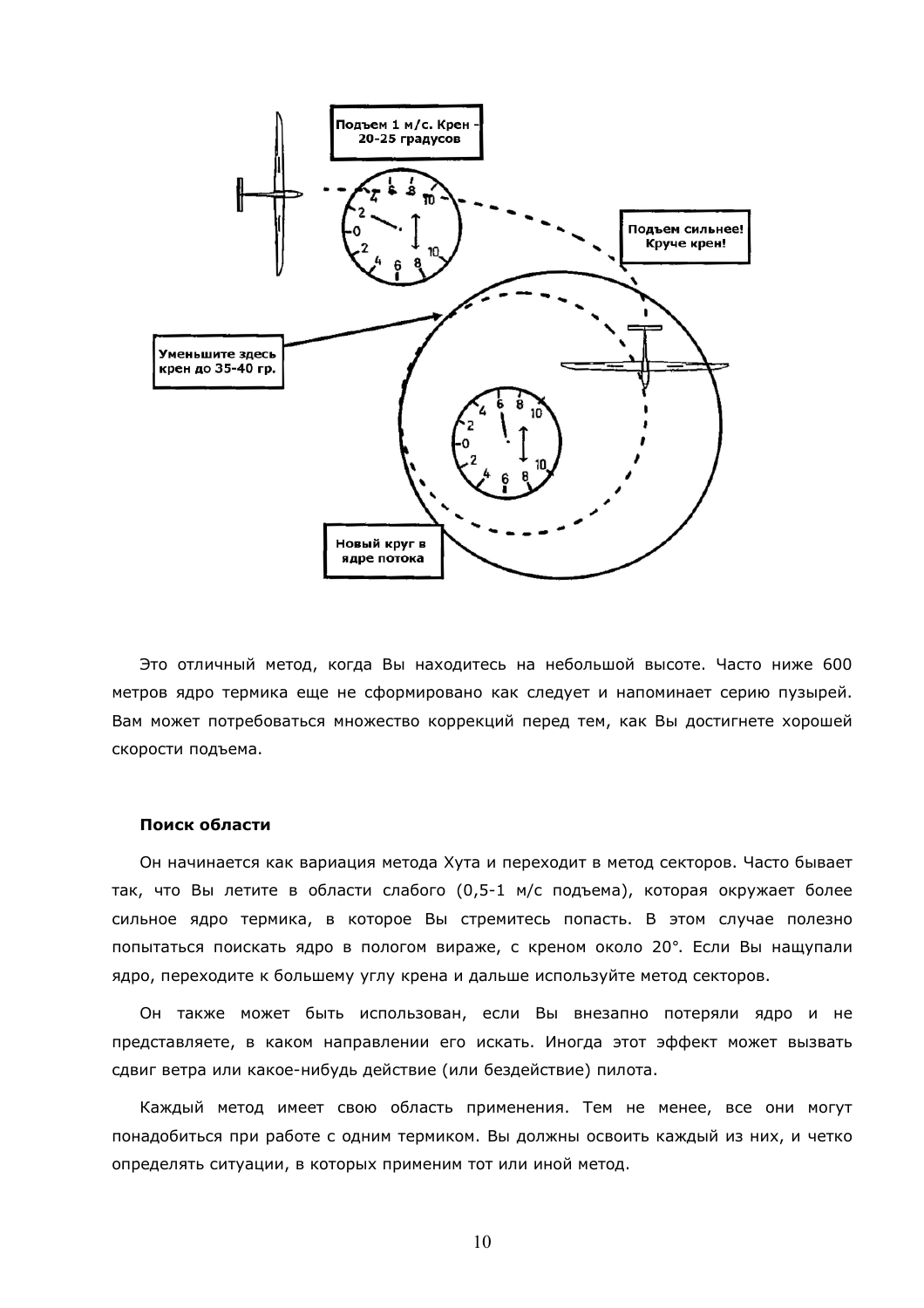Подъем 1 м/с. Крен - 20-25 градусов

Подъем сильнее! Круче крен!

Уменьшите здесь крен до 35-40 гр.

Новый круг в ядре потока

Это отличный метод, когда Вы находитесь на небольшой высоте. Часто ниже 600 метров ядро термика еще не сформировано как следует и напоминает серию пузырей. Вам может потребоваться множество коррекций перед тем, как Вы достигнете хорошей скорости подъема.

### Поиск области

Он начинается как вариация метода Хута и переходит в метод секторов. Часто бывает так, что Вы летите в области слабого (0,5-1 м/с подъема), которая окружает более сильное ядро термика, в которое Вы стремитесь попасть. В этом случае полезно попытаться поискать ядро в пологом вираже, с креном около 20°. Если Вы нащупали ядро, переходите к большему углу крена и дальше используйте метод секторов.

Он также может быть использован, если Вы внезапно потеряли ядро и не представляете, в каком направлении его искать. Иногда этот эффект может вызвать сдвиг ветра или какое-нибудь действие (или бездействие) пилота.

Каждый метод имеет свою область применения. Тем не менее, все они могут понадобиться при работе с одним термиком. Вы должны освоить каждый из них, и четко определять ситуации, в которых применим тот или иной метод.